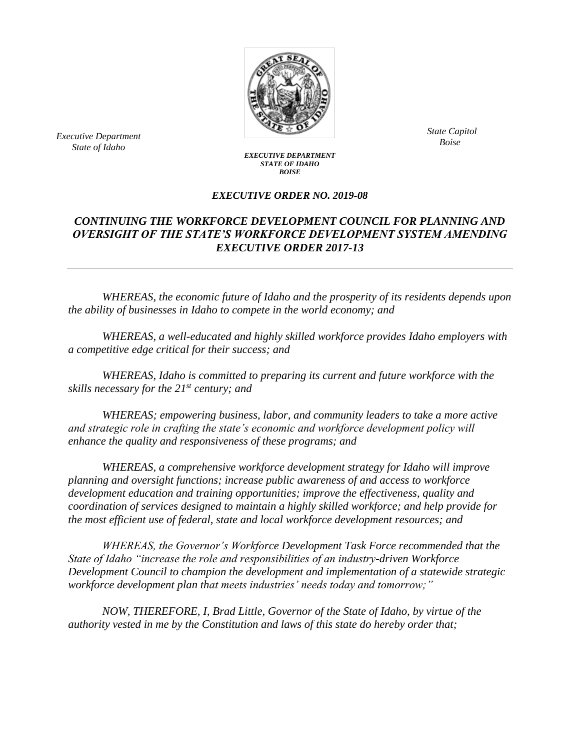*Executive Department*
*State of Idaho*

*State Capitol*
*Boise*

***EXECUTIVE DEPARTMENT***
***STATE OF IDAHO***
***BOISE***

***EXECUTIVE ORDER NO. 2019-08***

## *CONTINUING THE WORKFORCE DEVELOPMENT COUNCIL FOR PLANNING AND OVERSIGHT OF THE STATE'S WORKFORCE DEVELOPMENT SYSTEM AMENDING EXECUTIVE ORDER 2017-13*

---

*WHEREAS, the economic future of Idaho and the prosperity of its residents depends upon the ability of businesses in Idaho to compete in the world economy; and*

*WHEREAS, a well-educated and highly skilled workforce provides Idaho employers with a competitive edge critical for their success; and*

*WHEREAS, Idaho is committed to preparing its current and future workforce with the skills necessary for the 21st century; and*

*WHEREAS; empowering business, labor, and community leaders to take a more active and strategic role in crafting the state's economic and workforce development policy will enhance the quality and responsiveness of these programs; and*

*WHEREAS, a comprehensive workforce development strategy for Idaho will improve planning and oversight functions; increase public awareness of and access to workforce development education and training opportunities; improve the effectiveness, quality and coordination of services designed to maintain a highly skilled workforce; and help provide for the most efficient use of federal, state and local workforce development resources; and*

*WHEREAS, the Governor's Workforce Development Task Force recommended that the State of Idaho "increase the role and responsibilities of an industry-driven Workforce Development Council to champion the development and implementation of a statewide strategic workforce development plan that meets industries' needs today and tomorrow;"*

*NOW, THEREFORE, I, Brad Little, Governor of the State of Idaho, by virtue of the authority vested in me by the Constitution and laws of this state do hereby order that;*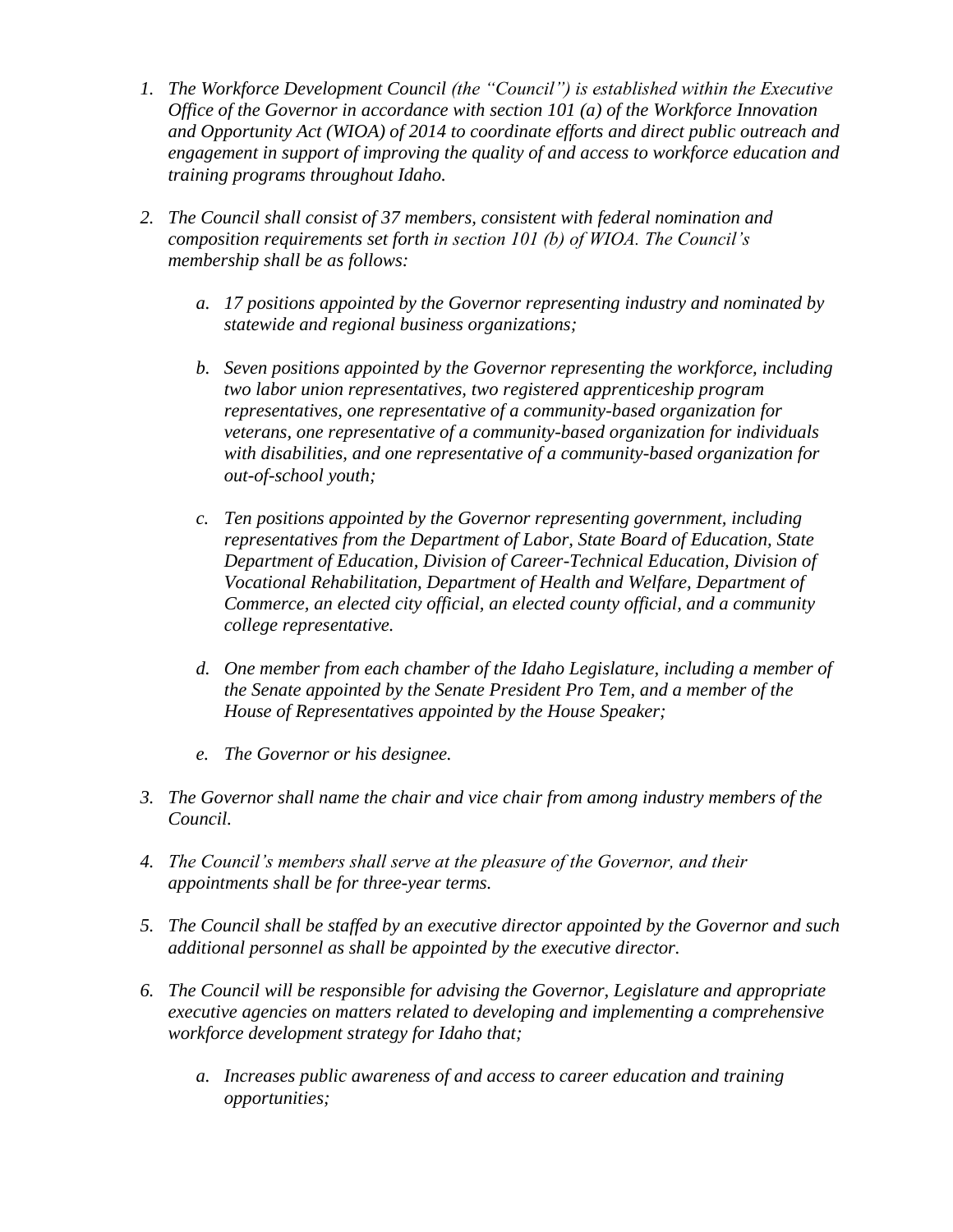1. *The Workforce Development Council (the "Council") is established within the Executive Office of the Governor in accordance with section 101 (a) of the Workforce Innovation and Opportunity Act (WIOA) of 2014 to coordinate efforts and direct public outreach and engagement in support of improving the quality of and access to workforce education and training programs throughout Idaho.*

2. *The Council shall consist of 37 members, consistent with federal nomination and composition requirements set forth in section 101 (b) of WIOA. The Council's membership shall be as follows:*

    a. *17 positions appointed by the Governor representing industry and nominated by statewide and regional business organizations;*

    b. *Seven positions appointed by the Governor representing the workforce, including two labor union representatives, two registered apprenticeship program representatives, one representative of a community-based organization for veterans, one representative of a community-based organization for individuals with disabilities, and one representative of a community-based organization for out-of-school youth;*

    c. *Ten positions appointed by the Governor representing government, including representatives from the Department of Labor, State Board of Education, State Department of Education, Division of Career-Technical Education, Division of Vocational Rehabilitation, Department of Health and Welfare, Department of Commerce, an elected city official, an elected county official, and a community college representative.*

    d. *One member from each chamber of the Idaho Legislature, including a member of the Senate appointed by the Senate President Pro Tem, and a member of the House of Representatives appointed by the House Speaker;*

    e. *The Governor or his designee.*

3. *The Governor shall name the chair and vice chair from among industry members of the Council.*

4. *The Council's members shall serve at the pleasure of the Governor, and their appointments shall be for three-year terms.*

5. *The Council shall be staffed by an executive director appointed by the Governor and such additional personnel as shall be appointed by the executive director.*

6. *The Council will be responsible for advising the Governor, Legislature and appropriate executive agencies on matters related to developing and implementing a comprehensive workforce development strategy for Idaho that;*

    a. *Increases public awareness of and access to career education and training opportunities;*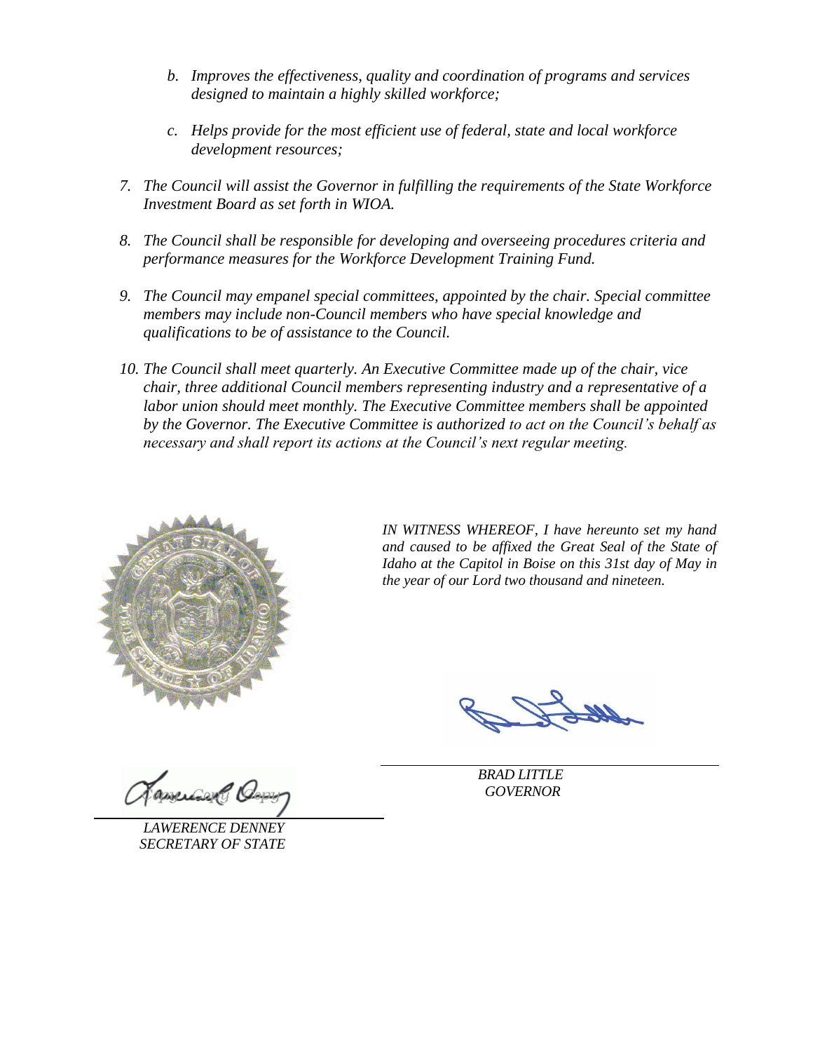b. *Improves the effectiveness, quality and coordination of programs and services designed to maintain a highly skilled workforce;*

   c. *Helps provide for the most efficient use of federal, state and local workforce development resources;*

7. *The Council will assist the Governor in fulfilling the requirements of the State Workforce Investment Board as set forth in WIOA.*

8. *The Council shall be responsible for developing and overseeing procedures criteria and performance measures for the Workforce Development Training Fund.*

9. *The Council may empanel special committees, appointed by the chair. Special committee members may include non-Council members who have special knowledge and qualifications to be of assistance to the Council.*

10. *The Council shall meet quarterly. An Executive Committee made up of the chair, vice chair, three additional Council members representing industry and a representative of a labor union should meet monthly. The Executive Committee members shall be appointed by the Governor. The Executive Committee is authorized to act on the Council's behalf as necessary and shall report its actions at the Council's next regular meeting.*

*IN WITNESS WHEREOF, I have hereunto set my hand and caused to be affixed the Great Seal of the State of Idaho at the Capitol in Boise on this 31st day of May in the year of our Lord two thousand and nineteen.*

*BRAD LITTLE*
*GOVERNOR*

*LAWERENCE DENNEY*
*SECRETARY OF STATE*